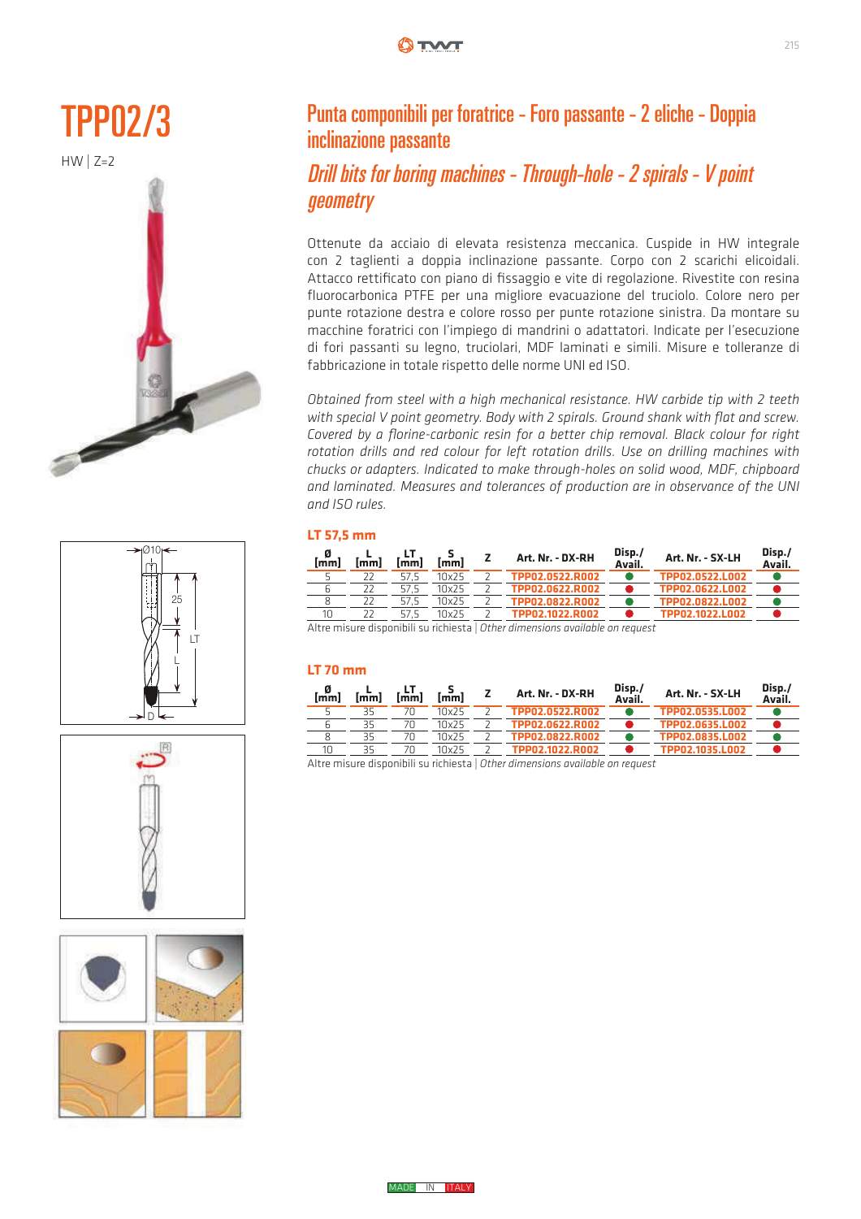# TPP02/3

HW | Z=2

## Punta componibili per foratrice - Foro passante - 2 eliche - Doppia inclinazione passante

## *Drill bits for boring machines - Through-hole - 2 spirals - V point geometry*

Ottenute da acciaio di elevata resistenza meccanica. Cuspide in HW integrale con 2 taglienti a doppia inclinazione passante. Corpo con 2 scarichi elicoidali. Attacco rettificato con piano di fissaggio e vite di regolazione. Rivestite con resina fluorocarbonica PTFE per una migliore evacuazione del truciolo. Colore nero per punte rotazione destra e colore rosso per punte rotazione sinistra. Da montare su macchine foratrici con l'impiego di mandrini o adattatori. Indicate per l'esecuzione di fori passanti su legno, truciolari, MDF laminati e simili. Misure e tolleranze di fabbricazione in totale rispetto delle norme UNI ed ISO.

*Obtained from steel with a high mechanical resistance. HW carbide tip with 2 teeth with special V point geometry. Body with 2 spirals. Ground shank with flat and screw. Covered by a florine-carbonic resin for a better chip removal. Black colour for right rotation drills and red colour for left rotation drills. Use on drilling machines with chucks or adapters. Indicated to make through-holes on solid wood, MDF, chipboard and laminated. Measures and tolerances of production are in observance of the UNI and ISO rules.*

### LT 57,5 mm

| Ø [mm] | L [mm] | LT [mm] | S [mm] | Z | Art. Nr. - DX-RH | Disp./ Avail. | Art. Nr. - SX-LH | Disp./ Avail. |
|---|---|---|---|---|---|---|---|---|
| 5 | 22 | 57,5 | 10x25 | 2 | TPP02.0522.R002 | ● (green) | TPP02.0522.L002 | ● (green) |
| 6 | 22 | 57,5 | 10x25 | 2 | TPP02.0622.R002 | ● (red) | TPP02.0622.L002 | ● (red) |
| 8 | 22 | 57,5 | 10x25 | 2 | TPP02.0822.R002 | ● (green) | TPP02.0822.L002 | ● (green) |
| 10 | 22 | 57,5 | 10x25 | 2 | TPP02.1022.R002 | ● (red) | TPP02.1022.L002 | ● (red) |

Altre misure disponibili su richiesta | *Other dimensions available on request*

### LT 70 mm

| Ø [mm] | L [mm] | LT [mm] | S [mm] | Z | Art. Nr. - DX-RH | Disp./ Avail. | Art. Nr. - SX-LH | Disp./ Avail. |
|---|---|---|---|---|---|---|---|---|
| 5 | 35 | 70 | 10x25 | 2 | TPP02.0522.R002 | ● (green) | TPP02.0535.L002 | ● (green) |
| 6 | 35 | 70 | 10x25 | 2 | TPP02.0622.R002 | ● (red) | TPP02.0635.L002 | ● (red) |
| 8 | 35 | 70 | 10x25 | 2 | TPP02.0822.R002 | ● (green) | TPP02.0835.L002 | ● (green) |
| 10 | 35 | 70 | 10x25 | 2 | TPP02.1022.R002 | ● (red) | TPP02.1035.L002 | ● (red) |

Altre misure disponibili su richiesta | *Other dimensions available on request*

MADE IN ITALY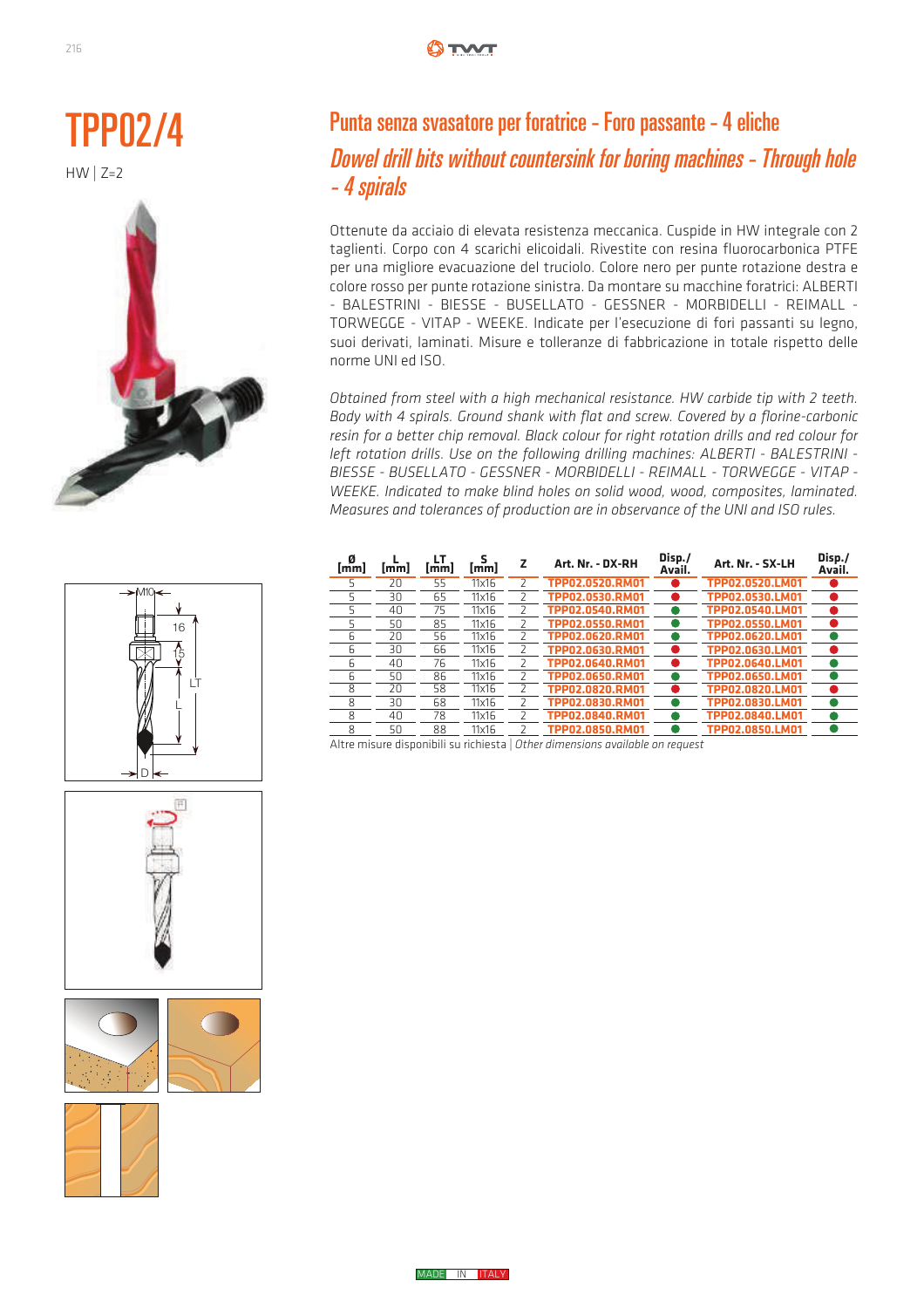# TPP02/4

HW | Z=2

## Punta senza svasatore per foratrice - Foro passante - 4 eliche

## *Dowel drill bits without countersink for boring machines - Through hole - 4 spirals*

Ottenute da acciaio di elevata resistenza meccanica. Cuspide in HW integrale con 2 taglienti. Corpo con 4 scarichi elicoidali. Rivestite con resina fluorocarbonica PTFE per una migliore evacuazione del truciolo. Colore nero per punte rotazione destra e colore rosso per punte rotazione sinistra. Da montare su macchine foratrici: ALBERTI - BALESTRINI - BIESSE - BUSELLATO - GESSNER - MORBIDELLI - REIMALL - TORWEGGE - VITAP - WEEKE. Indicate per l'esecuzione di fori passanti su legno, suoi derivati, laminati. Misure e tolleranze di fabbricazione in totale rispetto delle norme UNI ed ISO.

*Obtained from steel with a high mechanical resistance. HW carbide tip with 2 teeth. Body with 4 spirals. Ground shank with flat and screw. Covered by a florine-carbonic resin for a better chip removal. Black colour for right rotation drills and red colour for left rotation drills. Use on the following drilling machines: ALBERTI - BALESTRINI - BIESSE - BUSELLATO - GESSNER - MORBIDELLI - REIMALL - TORWEGGE - VITAP - WEEKE. Indicated to make blind holes on solid wood, wood, composites, laminated. Measures and tolerances of production are in observance of the UNI and ISO rules.*

| Ø [mm] | L [mm] | LT [mm] | S [mm] | Z | Art. Nr. - DX-RH | Disp./ Avail. | Art. Nr. - SX-LH | Disp./ Avail. |
|---|---|---|---|---|---|---|---|---|
| 5 | 20 | 55 | 11x16 | 2 | TPP02.0520.RM01 | 🔴 | TPP02.0520.LM01 | 🔴 |
| 5 | 30 | 65 | 11x16 | 2 | TPP02.0530.RM01 | 🔴 | TPP02.0530.LM01 | 🔴 |
| 5 | 40 | 75 | 11x16 | 2 | TPP02.0540.RM01 | 🟢 | TPP02.0540.LM01 | 🔴 |
| 5 | 50 | 85 | 11x16 | 2 | TPP02.0550.RM01 | 🟢 | TPP02.0550.LM01 | 🔴 |
| 6 | 20 | 56 | 11x16 | 2 | TPP02.0620.RM01 | 🟢 | TPP02.0620.LM01 | 🟢 |
| 6 | 30 | 66 | 11x16 | 2 | TPP02.0630.RM01 | 🔴 | TPP02.0630.LM01 | 🔴 |
| 6 | 40 | 76 | 11x16 | 2 | TPP02.0640.RM01 | 🔴 | TPP02.0640.LM01 | 🟢 |
| 6 | 50 | 86 | 11x16 | 2 | TPP02.0650.RM01 | 🟢 | TPP02.0650.LM01 | 🟢 |
| 8 | 20 | 58 | 11x16 | 2 | TPP02.0820.RM01 | 🔴 | TPP02.0820.LM01 | 🔴 |
| 8 | 30 | 68 | 11x16 | 2 | TPP02.0830.RM01 | 🟢 | TPP02.0830.LM01 | 🟢 |
| 8 | 40 | 78 | 11x16 | 2 | TPP02.0840.RM01 | 🟢 | TPP02.0840.LM01 | 🟢 |
| 8 | 50 | 88 | 11x16 | 2 | TPP02.0850.RM01 | 🟢 | TPP02.0850.LM01 | 🟢 |

Altre misure disponibili su richiesta | *Other dimensions available on request*

MADE IN ITALY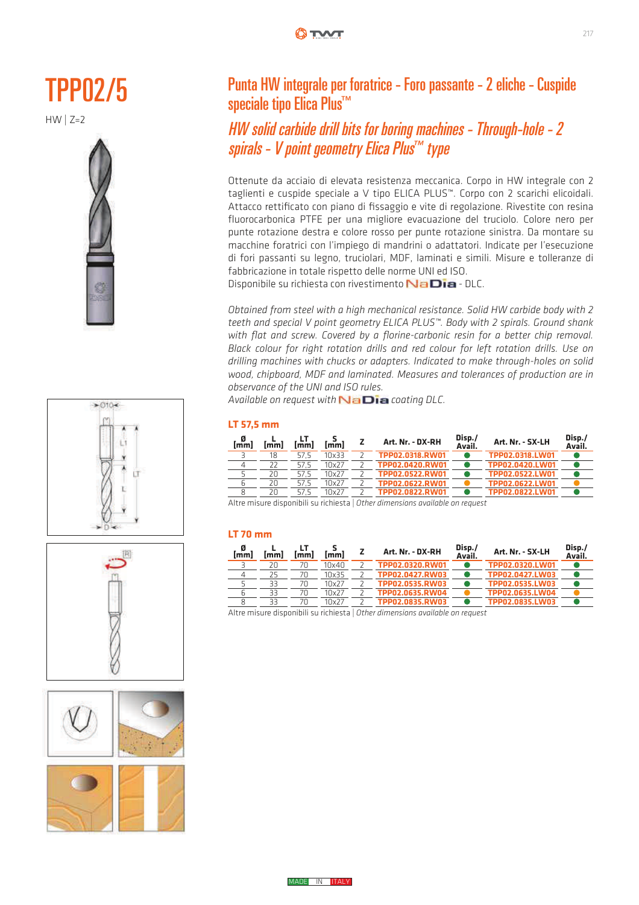# TPP02/5

HW | Z=2

## Punta HW integrale per foratrice - Foro passante - 2 eliche - Cuspide speciale tipo Elica Plus™

## *HW solid carbide drill bits for boring machines - Through-hole - 2 spirals - V point geometry Elica Plus™ type*

Ottenute da acciaio di elevata resistenza meccanica. Corpo in HW integrale con 2 taglienti e cuspide speciale a V tipo ELICA PLUS™. Corpo con 2 scarichi elicoidali. Attacco rettificato con piano di fissaggio e vite di regolazione. Rivestite con resina fluorocarbonica PTFE per una migliore evacuazione del truciolo. Colore nero per punte rotazione destra e colore rosso per punte rotazione sinistra. Da montare su macchine foratrici con l'impiego di mandrini o adattatori. Indicate per l'esecuzione di fori passanti su legno, truciolari, MDF, laminati e simili. Misure e tolleranze di fabbricazione in totale rispetto delle norme UNI ed ISO.
Disponibile su richiesta con rivestimento NaDia - DLC.

*Obtained from steel with a high mechanical resistance. Solid HW carbide body with 2 teeth and special V point geometry ELICA PLUS™. Body with 2 spirals. Ground shank with flat and screw. Covered by a florine-carbonic resin for a better chip removal. Black colour for right rotation drills and red colour for left rotation drills. Use on drilling machines with chucks or adapters. Indicated to make through-holes on solid wood, chipboard, MDF and laminated. Measures and tolerances of production are in observance of the UNI and ISO rules.*
*Available on request with* NaDia *coating DLC.*

### LT 57,5 mm

| Ø [mm] | L [mm] | LT [mm] | S [mm] | Z | Art. Nr. - DX-RH | Disp./ Avail. | Art. Nr. - SX-LH | Disp./ Avail. |
|---|---|---|---|---|---|---|---|---|
| 3 | 18 | 57,5 | 10x33 | 2 | TPP02.0318.RW01 | ● | TPP02.0318.LW01 | ● |
| 4 | 22 | 57,5 | 10x27 | 2 | TPP02.0420.RW01 | ● | TPP02.0420.LW01 | ● |
| 5 | 20 | 57,5 | 10x27 | 2 | TPP02.0522.RW01 | ● | TPP02.0522.LW01 | ● |
| 6 | 20 | 57,5 | 10x27 | 2 | TPP02.0622.RW01 | ● | TPP02.0622.LW01 | ● |
| 8 | 20 | 57,5 | 10x27 | 2 | TPP02.0822.RW01 | ● | TPP02.0822.LW01 | ● |

Altre misure disponibili su richiesta | *Other dimensions available on request*

### LT 70 mm

| Ø [mm] | L [mm] | LT [mm] | S [mm] | Z | Art. Nr. - DX-RH | Disp./ Avail. | Art. Nr. - SX-LH | Disp./ Avail. |
|---|---|---|---|---|---|---|---|---|
| 3 | 20 | 70 | 10x40 | 2 | TPP02.0320.RW01 | ● | TPP02.0320.LW01 | ● |
| 4 | 25 | 70 | 10x35 | 2 | TPP02.0427.RW03 | ● | TPP02.0427.LW03 | ● |
| 5 | 33 | 70 | 10x27 | 2 | TPP02.0535.RW03 | ● | TPP02.0535.LW03 | ● |
| 6 | 33 | 70 | 10x27 | 2 | TPP02.0635.RW04 | ● | TPP02.0635.LW04 | ● |
| 8 | 33 | 70 | 10x27 | 2 | TPP02.0835.RW03 | ● | TPP02.0835.LW03 | ● |

Altre misure disponibili su richiesta | *Other dimensions available on request*

MADE IN ITALY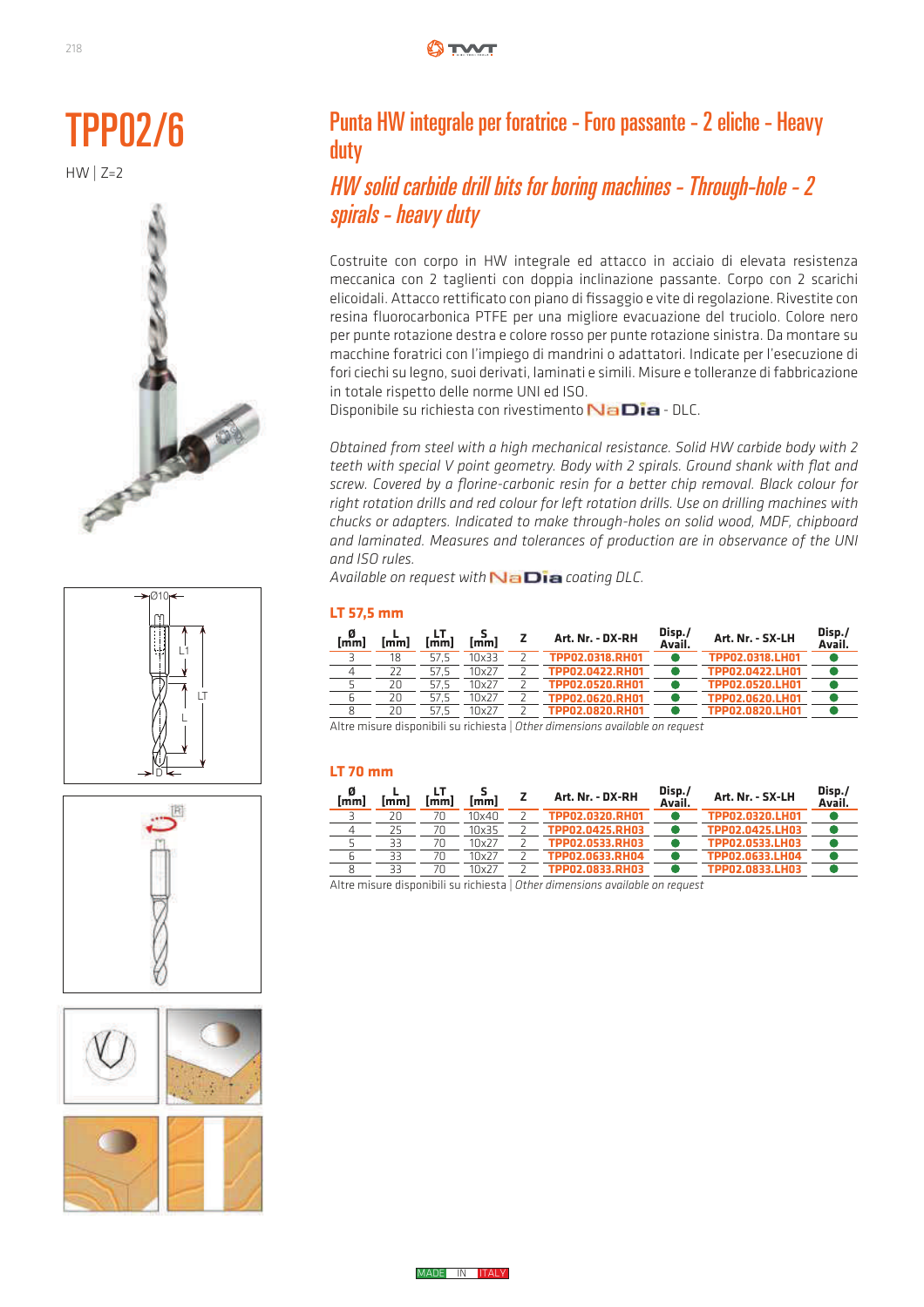# TPP02/6

HW | Z=2

## Punta HW integrale per foratrice - Foro passante - 2 eliche - Heavy duty

## *HW solid carbide drill bits for boring machines - Through-hole - 2 spirals - heavy duty*

Costruite con corpo in HW integrale ed attacco in acciaio di elevata resistenza meccanica con 2 taglienti con doppia inclinazione passante. Corpo con 2 scarichi elicoidali. Attacco rettificato con piano di fissaggio e vite di regolazione. Rivestite con resina fluorocarbonica PTFE per una migliore evacuazione del truciolo. Colore nero per punte rotazione destra e colore rosso per punte rotazione sinistra. Da montare su macchine foratrici con l'impiego di mandrini o adattatori. Indicate per l'esecuzione di fori ciechi su legno, suoi derivati, laminati e simili. Misure e tolleranze di fabbricazione in totale rispetto delle norme UNI ed ISO.
Disponibile su richiesta con rivestimento NaDia - DLC.

*Obtained from steel with a high mechanical resistance. Solid HW carbide body with 2 teeth with special V point geometry. Body with 2 spirals. Ground shank with flat and screw. Covered by a florine-carbonic resin for a better chip removal. Black colour for right rotation drills and red colour for left rotation drills. Use on drilling machines with chucks or adapters. Indicated to make through-holes on solid wood, MDF, chipboard and laminated. Measures and tolerances of production are in observance of the UNI and ISO rules.*
*Available on request with* NaDia *coating DLC.*

### LT 57,5 mm

| Ø [mm] | L [mm] | LT [mm] | S [mm] | Z | Art. Nr. - DX-RH | Disp./ Avail. | Art. Nr. - SX-LH | Disp./ Avail. |
|---|---|---|---|---|---|---|---|---|
| 3 | 18 | 57,5 | 10x33 | 2 | TPP02.0318.RH01 | ● | TPP02.0318.LH01 | ● |
| 4 | 22 | 57,5 | 10x27 | 2 | TPP02.0422.RH01 | ● | TPP02.0422.LH01 | ● |
| 5 | 20 | 57,5 | 10x27 | 2 | TPP02.0520.RH01 | ● | TPP02.0520.LH01 | ● |
| 6 | 20 | 57,5 | 10x27 | 2 | TPP02.0620.RH01 | ● | TPP02.0620.LH01 | ● |
| 8 | 20 | 57,5 | 10x27 | 2 | TPP02.0820.RH01 | ● | TPP02.0820.LH01 | ● |

Altre misure disponibili su richiesta | *Other dimensions available on request*

### LT 70 mm

| Ø [mm] | L [mm] | LT [mm] | S [mm] | Z | Art. Nr. - DX-RH | Disp./ Avail. | Art. Nr. - SX-LH | Disp./ Avail. |
|---|---|---|---|---|---|---|---|---|
| 3 | 20 | 70 | 10x40 | 2 | TPP02.0320.RH01 | ● | TPP02.0320.LH01 | ● |
| 4 | 25 | 70 | 10x35 | 2 | TPP02.0425.RH03 | ● | TPP02.0425.LH03 | ● |
| 5 | 33 | 70 | 10x27 | 2 | TPP02.0533.RH03 | ● | TPP02.0533.LH03 | ● |
| 6 | 33 | 70 | 10x27 | 2 | TPP02.0633.RH04 | ● | TPP02.0633.LH04 | ● |
| 8 | 33 | 70 | 10x27 | 2 | TPP02.0833.RH03 | ● | TPP02.0833.LH03 | ● |

Altre misure disponibili su richiesta | *Other dimensions available on request*

MADE IN ITALY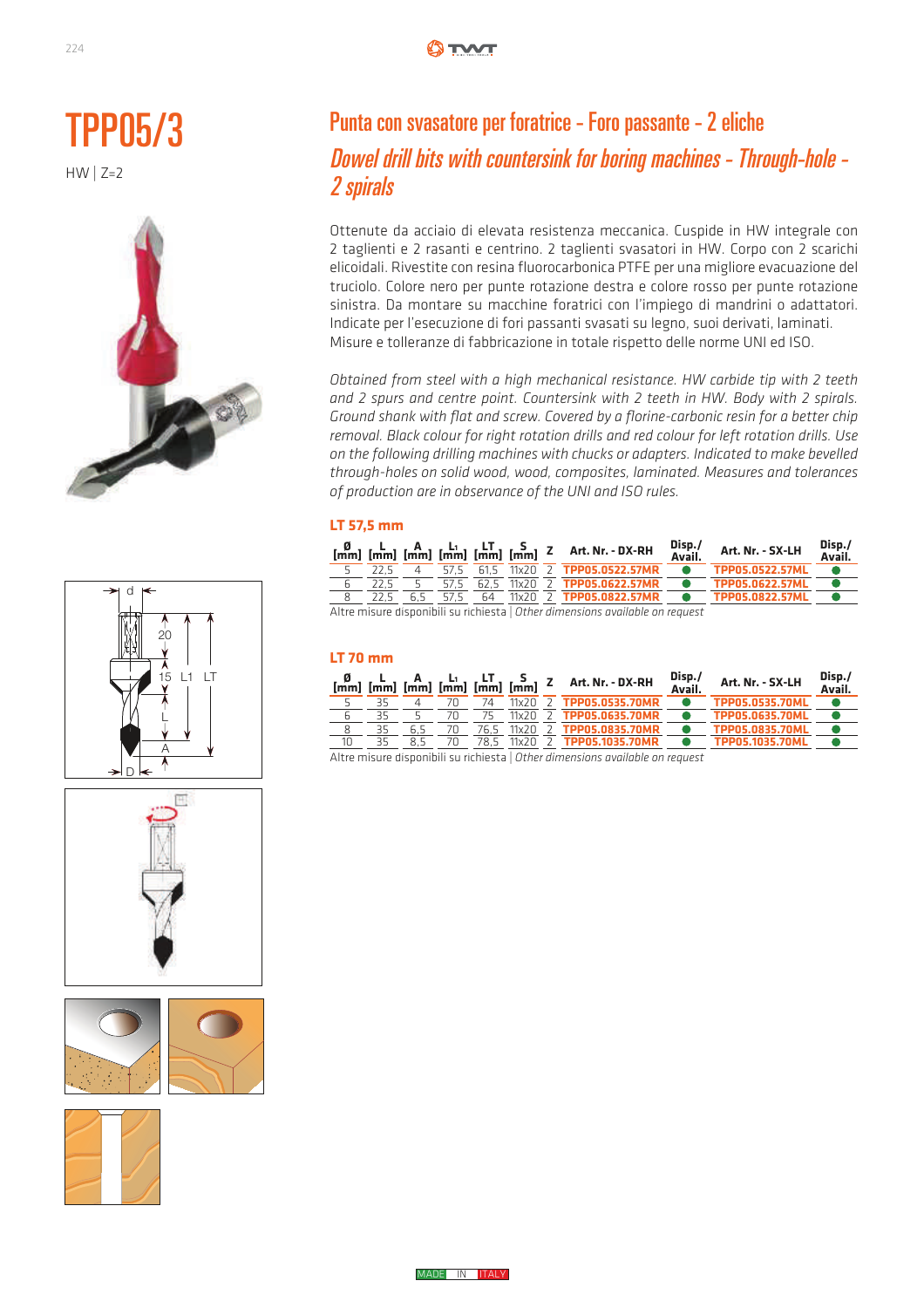# TPP05/3

HW | Z=2

## Punta con svasatore per foratrice - Foro passante - 2 eliche

## *Dowel drill bits with countersink for boring machines - Through-hole - 2 spirals*

Ottenute da acciaio di elevata resistenza meccanica. Cuspide in HW integrale con 2 taglienti e 2 rasanti e centrino. 2 taglienti svasatori in HW. Corpo con 2 scarichi elicoidali. Rivestite con resina fluorocarbonica PTFE per una migliore evacuazione del truciolo. Colore nero per punte rotazione destra e colore rosso per punte rotazione sinistra. Da montare su macchine foratrici con l'impiego di mandrini o adattatori. Indicate per l'esecuzione di fori passanti svasati su legno, suoi derivati, laminati. Misure e tolleranze di fabbricazione in totale rispetto delle norme UNI ed ISO.

*Obtained from steel with a high mechanical resistance. HW carbide tip with 2 teeth and 2 spurs and centre point. Countersink with 2 teeth in HW. Body with 2 spirals. Ground shank with flat and screw. Covered by a florine-carbonic resin for a better chip removal. Black colour for right rotation drills and red colour for left rotation drills. Use on the following drilling machines with chucks or adapters. Indicated to make bevelled through-holes on solid wood, wood, composites, laminated. Measures and tolerances of production are in observance of the UNI and ISO rules.*

### LT 57,5 mm

| Ø [mm] | L [mm] | A [mm] | L1 [mm] | LT [mm] | S [mm] | Z | Art. Nr. - DX-RH | Disp./ Avail. | Art. Nr. - SX-LH | Disp./ Avail. |
|---|---|---|---|---|---|---|---|---|---|---|
| 5 | 22,5 | 4 | 57,5 | 61,5 | 11x20 | 2 | TPP05.0522.57MR | ● | TPP05.0522.57ML | ● |
| 6 | 22,5 | 5 | 57,5 | 62,5 | 11x20 | 2 | TPP05.0622.57MR | ● | TPP05.0622.57ML | ● |
| 8 | 22,5 | 6,5 | 57,5 | 64 | 11x20 | 2 | TPP05.0822.57MR | ● | TPP05.0822.57ML | ● |

Altre misure disponibili su richiesta | *Other dimensions available on request*

### LT 70 mm

| Ø [mm] | L [mm] | A [mm] | L1 [mm] | LT [mm] | S [mm] | Z | Art. Nr. - DX-RH | Disp./ Avail. | Art. Nr. - SX-LH | Disp./ Avail. |
|---|---|---|---|---|---|---|---|---|---|---|
| 5 | 35 | 4 | 70 | 74 | 11x20 | 2 | TPP05.0535.70MR | ● | TPP05.0535.70ML | ● |
| 6 | 35 | 5 | 70 | 75 | 11x20 | 2 | TPP05.0635.70MR | ● | TPP05.0635.70ML | ● |
| 8 | 35 | 6,5 | 70 | 76,5 | 11x20 | 2 | TPP05.0835.70MR | ● | TPP05.0835.70ML | ● |
| 10 | 35 | 8,5 | 70 | 78,5 | 11x20 | 2 | TPP05.1035.70MR | ● | TPP05.1035.70ML | ● |

Altre misure disponibili su richiesta | *Other dimensions available on request*

MADE IN ITALY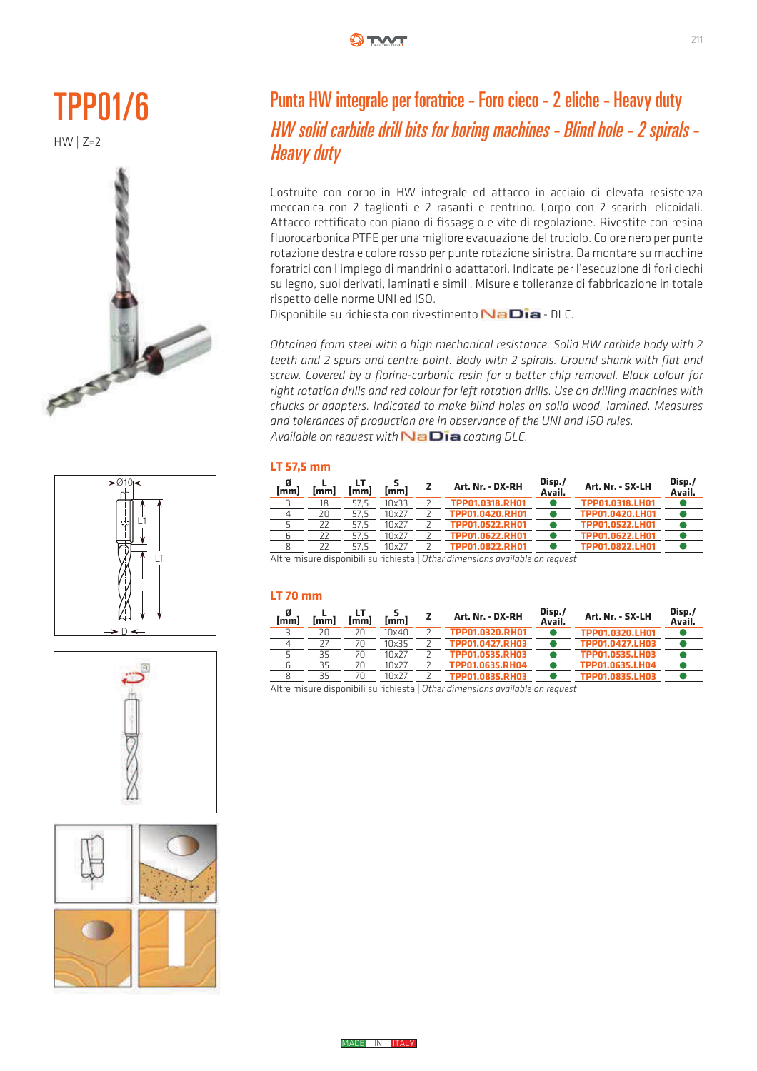# TPP01/6

HW | Z=2

## Punta HW integrale per foratrice - Foro cieco - 2 eliche - Heavy duty

## *HW solid carbide drill bits for boring machines - Blind hole - 2 spirals - Heavy duty*

Costruite con corpo in HW integrale ed attacco in acciaio di elevata resistenza meccanica con 2 taglienti e 2 rasanti e centrino. Corpo con 2 scarichi elicoidali. Attacco rettificato con piano di fissaggio e vite di regolazione. Rivestite con resina fluorocarbonica PTFE per una migliore evacuazione del truciolo. Colore nero per punte rotazione destra e colore rosso per punte rotazione sinistra. Da montare su macchine foratrici con l'impiego di mandrini o adattatori. Indicate per l'esecuzione di fori ciechi su legno, suoi derivati, laminati e simili. Misure e tolleranze di fabbricazione in totale rispetto delle norme UNI ed ISO.
Disponibile su richiesta con rivestimento NaDia - DLC.

*Obtained from steel with a high mechanical resistance. Solid HW carbide body with 2 teeth and 2 spurs and centre point. Body with 2 spirals. Ground shank with flat and screw. Covered by a florine-carbonic resin for a better chip removal. Black colour for right rotation drills and red colour for left rotation drills. Use on drilling machines with chucks or adapters. Indicated to make blind holes on solid wood, lamined. Measures and tolerances of production are in observance of the UNI and ISO rules.*
*Available on request with NaDia coating DLC.*

### LT 57,5 mm

| Ø [mm] | L [mm] | LT [mm] | S [mm] | Z | Art. Nr. - DX-RH | Disp./ Avail. | Art. Nr. - SX-LH | Disp./ Avail. |
|---|---|---|---|---|---|---|---|---|
| 3 | 18 | 57,5 | 10x33 | 2 | TPP01.0318.RH01 | ● | TPP01.0318.LH01 | ● |
| 4 | 20 | 57,5 | 10x27 | 2 | TPP01.0420.RH01 | ● | TPP01.0420.LH01 | ● |
| 5 | 22 | 57,5 | 10x27 | 2 | TPP01.0522.RH01 | ● | TPP01.0522.LH01 | ● |
| 6 | 22 | 57,5 | 10x27 | 2 | TPP01.0622.RH01 | ● | TPP01.0622.LH01 | ● |
| 8 | 22 | 57,5 | 10x27 | 2 | TPP01.0822.RH01 | ● | TPP01.0822.LH01 | ● |

Altre misure disponibili su richiesta | *Other dimensions available on request*

### LT 70 mm

| Ø [mm] | L [mm] | LT [mm] | S [mm] | Z | Art. Nr. - DX-RH | Disp./ Avail. | Art. Nr. - SX-LH | Disp./ Avail. |
|---|---|---|---|---|---|---|---|---|
| 3 | 20 | 70 | 10x40 | 2 | TPP01.0320.RH01 | ● | TPP01.0320.LH01 | ● |
| 4 | 27 | 70 | 10x35 | 2 | TPP01.0427.RH03 | ● | TPP01.0427.LH03 | ● |
| 5 | 35 | 70 | 10x27 | 2 | TPP01.0535.RH03 | ● | TPP01.0535.LH03 | ● |
| 6 | 35 | 70 | 10x27 | 2 | TPP01.0635.RH04 | ● | TPP01.0635.LH04 | ● |
| 8 | 35 | 70 | 10x27 | 2 | TPP01.0835.RH03 | ● | TPP01.0835.LH03 | ● |

Altre misure disponibili su richiesta | *Other dimensions available on request*

MADE IN ITALY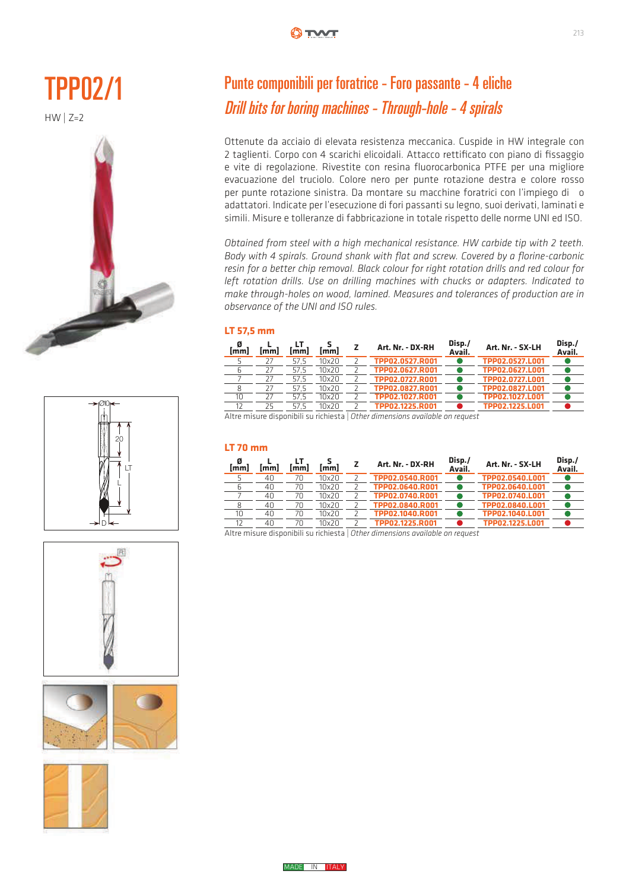# TPP02/1

HW | Z=2

## Punte componibili per foratrice - Foro passante - 4 eliche

## *Drill bits for boring machines - Through-hole - 4 spirals*

Ottenute da acciaio di elevata resistenza meccanica. Cuspide in HW integrale con 2 taglienti. Corpo con 4 scarichi elicoidali. Attacco rettificato con piano di fissaggio e vite di regolazione. Rivestite con resina fluorocarbonica PTFE per una migliore evacuazione del truciolo. Colore nero per punte rotazione destra e colore rosso per punte rotazione sinistra. Da montare su macchine foratrici con l'impiego di o adattatori. Indicate per l'esecuzione di fori passanti su legno, suoi derivati, laminati e simili. Misure e tolleranze di fabbricazione in totale rispetto delle norme UNI ed ISO.

*Obtained from steel with a high mechanical resistance. HW carbide tip with 2 teeth. Body with 4 spirals. Ground shank with flat and screw. Covered by a florine-carbonic resin for a better chip removal. Black colour for right rotation drills and red colour for left rotation drills. Use on drilling machines with chucks or adapters. Indicated to make through-holes on wood, lamined. Measures and tolerances of production are in observance of the UNI and ISO rules.*

### LT 57,5 mm

| Ø [mm] | L [mm] | LT [mm] | S [mm] | Z | Art. Nr. - DX-RH | Disp./ Avail. | Art. Nr. - SX-LH | Disp./ Avail. |
|---|---|---|---|---|---|---|---|---|
| 5 | 27 | 57,5 | 10x20 | 2 | TPP02.0527.R001 | ● | TPP02.0527.L001 | ● |
| 6 | 27 | 57,5 | 10x20 | 2 | TPP02.0627.R001 | ● | TPP02.0627.L001 | ● |
| 7 | 27 | 57,5 | 10x20 | 2 | TPP02.0727.R001 | ● | TPP02.0727.L001 | ● |
| 8 | 27 | 57,5 | 10x20 | 2 | TPP02.0827.R001 | ● | TPP02.0827.L001 | ● |
| 10 | 27 | 57,5 | 10x20 | 2 | TPP02.1027.R001 | ● | TPP02.1027.L001 | ● |
| 12 | 25 | 57,5 | 10x20 | 2 | TPP02.1225.R001 | ● | TPP02.1225.L001 | ● |

Altre misure disponibili su richiesta | *Other dimensions available on request*

### LT 70 mm

| Ø [mm] | L [mm] | LT [mm] | S [mm] | Z | Art. Nr. - DX-RH | Disp./ Avail. | Art. Nr. - SX-LH | Disp./ Avail. |
|---|---|---|---|---|---|---|---|---|
| 5 | 40 | 70 | 10x20 | 2 | TPP02.0540.R001 | ● | TPP02.0540.L001 | ● |
| 6 | 40 | 70 | 10x20 | 2 | TPP02.0640.R001 | ● | TPP02.0640.L001 | ● |
| 7 | 40 | 70 | 10x20 | 2 | TPP02.0740.R001 | ● | TPP02.0740.L001 | ● |
| 8 | 40 | 70 | 10x20 | 2 | TPP02.0840.R001 | ● | TPP02.0840.L001 | ● |
| 10 | 40 | 70 | 10x20 | 2 | TPP02.1040.R001 | ● | TPP02.1040.L001 | ● |
| 12 | 40 | 70 | 10x20 | 2 | TPP02.1225.R001 | ● | TPP02.1225.L001 | ● |

Altre misure disponibili su richiesta | *Other dimensions available on request*

MADE IN ITALY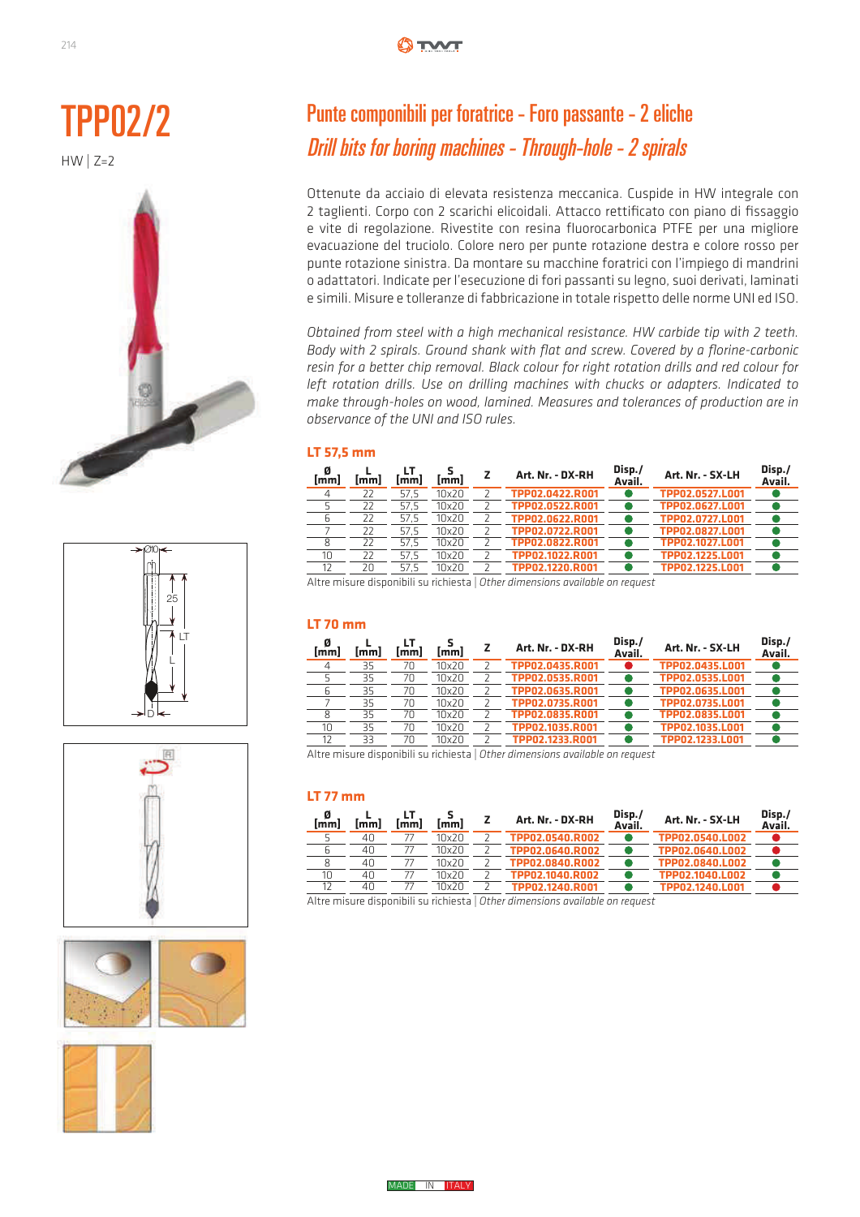# TPP02/2

HW | Z=2

## Punte componibili per foratrice - Foro passante - 2 eliche

## *Drill bits for boring machines - Through-hole - 2 spirals*

Ottenute da acciaio di elevata resistenza meccanica. Cuspide in HW integrale con 2 taglienti. Corpo con 2 scarichi elicoidali. Attacco rettificato con piano di fissaggio e vite di regolazione. Rivestite con resina fluorocarbonica PTFE per una migliore evacuazione del truciolo. Colore nero per punte rotazione destra e colore rosso per punte rotazione sinistra. Da montare su macchine foratrici con l'impiego di mandrini o adattatori. Indicate per l'esecuzione di fori passanti su legno, suoi derivati, laminati e simili. Misure e tolleranze di fabbricazione in totale rispetto delle norme UNI ed ISO.

*Obtained from steel with a high mechanical resistance. HW carbide tip with 2 teeth. Body with 2 spirals. Ground shank with flat and screw. Covered by a florine-carbonic resin for a better chip removal. Black colour for right rotation drills and red colour for left rotation drills. Use on drilling machines with chucks or adapters. Indicated to make through-holes on wood, lamined. Measures and tolerances of production are in observance of the UNI and ISO rules.*

Ø10
25
LT
L
D

### LT 57,5 mm

| Ø [mm] | L [mm] | LT [mm] | S [mm] | Z | Art. Nr. - DX-RH | Disp./ Avail. | Art. Nr. - SX-LH | Disp./ Avail. |
|---|---|---|---|---|---|---|---|---|
| 4 | 22 | 57,5 | 10x20 | 2 | TPP02.0422.R001 | ● | TPP02.0527.L001 | ● |
| 5 | 22 | 57,5 | 10x20 | 2 | TPP02.0522.R001 | ● | TPP02.0627.L001 | ● |
| 6 | 22 | 57,5 | 10x20 | 2 | TPP02.0622.R001 | ● | TPP02.0727.L001 | ● |
| 7 | 22 | 57,5 | 10x20 | 2 | TPP02.0722.R001 | ● | TPP02.0827.L001 | ● |
| 8 | 22 | 57,5 | 10x20 | 2 | TPP02.0822.R001 | ● | TPP02.1027.L001 | ● |
| 10 | 22 | 57,5 | 10x20 | 2 | TPP02.1022.R001 | ● | TPP02.1225.L001 | ● |
| 12 | 20 | 57,5 | 10x20 | 2 | TPP02.1220.R001 | ● | TPP02.1225.L001 | ● |

Altre misure disponibili su richiesta | *Other dimensions available on request*

### LT 70 mm

| Ø [mm] | L [mm] | LT [mm] | S [mm] | Z | Art. Nr. - DX-RH | Disp./ Avail. | Art. Nr. - SX-LH | Disp./ Avail. |
|---|---|---|---|---|---|---|---|---|
| 4 | 35 | 70 | 10x20 | 2 | TPP02.0435.R001 | ● | TPP02.0435.L001 | ● |
| 5 | 35 | 70 | 10x20 | 2 | TPP02.0535.R001 | ● | TPP02.0535.L001 | ● |
| 6 | 35 | 70 | 10x20 | 2 | TPP02.0635.R001 | ● | TPP02.0635.L001 | ● |
| 7 | 35 | 70 | 10x20 | 2 | TPP02.0735.R001 | ● | TPP02.0735.L001 | ● |
| 8 | 35 | 70 | 10x20 | 2 | TPP02.0835.R001 | ● | TPP02.0835.L001 | ● |
| 10 | 35 | 70 | 10x20 | 2 | TPP02.1035.R001 | ● | TPP02.1035.L001 | ● |
| 12 | 33 | 70 | 10x20 | 2 | TPP02.1233.R001 | ● | TPP02.1233.L001 | ● |

Altre misure disponibili su richiesta | *Other dimensions available on request*

### LT 77 mm

| Ø [mm] | L [mm] | LT [mm] | S [mm] | Z | Art. Nr. - DX-RH | Disp./ Avail. | Art. Nr. - SX-LH | Disp./ Avail. |
|---|---|---|---|---|---|---|---|---|
| 5 | 40 | 77 | 10x20 | 2 | TPP02.0540.R002 | ● | TPP02.0540.L002 | ● |
| 6 | 40 | 77 | 10x20 | 2 | TPP02.0640.R002 | ● | TPP02.0640.L002 | ● |
| 8 | 40 | 77 | 10x20 | 2 | TPP02.0840.R002 | ● | TPP02.0840.L002 | ● |
| 10 | 40 | 77 | 10x20 | 2 | TPP02.1040.R002 | ● | TPP02.1040.L002 | ● |
| 12 | 40 | 77 | 10x20 | 2 | TPP02.1240.R001 | ● | TPP02.1240.L001 | ● |

Altre misure disponibili su richiesta | *Other dimensions available on request*

MADE IN ITALY